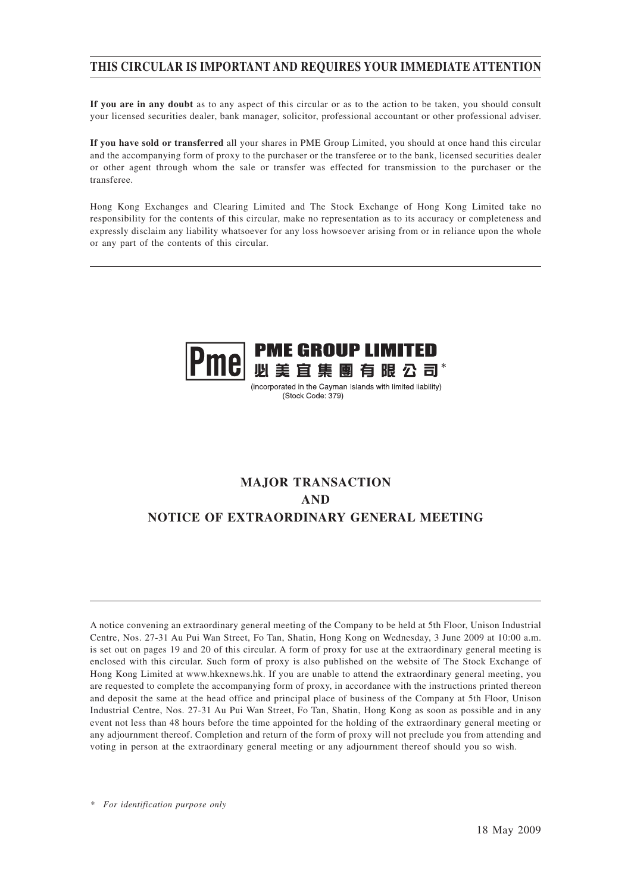# THIS CIRCULAR IS IMPORTANT AND REQUIRES YOUR IMMEDIATE ATTENTION

**If you are in any doubt** as to any aspect of this circular or as to the action to be taken, you should consult your licensed securities dealer, bank manager, solicitor, professional accountant or other professional adviser.

**If you have sold or transferred** all your shares in PME Group Limited, you should at once hand this circular and the accompanying form of proxy to the purchaser or the transferee or to the bank, licensed securities dealer or other agent through whom the sale or transfer was effected for transmission to the purchaser or the transferee.

Hong Kong Exchanges and Clearing Limited and The Stock Exchange of Hong Kong Limited take no responsibility for the contents of this circular, make no representation as to its accuracy or completeness and expressly disclaim any liability whatsoever for any loss howsoever arising from or in reliance upon the whole or any part of the contents of this circular.

**PME GROUP LIMITED**
**必美宜集團有限公司***
(incorporated in the Cayman Islands with limited liability)
(Stock Code: 379)

## MAJOR TRANSACTION
## AND
## NOTICE OF EXTRAORDINARY GENERAL MEETING

A notice convening an extraordinary general meeting of the Company to be held at 5th Floor, Unison Industrial Centre, Nos. 27-31 Au Pui Wan Street, Fo Tan, Shatin, Hong Kong on Wednesday, 3 June 2009 at 10:00 a.m. is set out on pages 19 and 20 of this circular. A form of proxy for use at the extraordinary general meeting is enclosed with this circular. Such form of proxy is also published on the website of The Stock Exchange of Hong Kong Limited at www.hkexnews.hk. If you are unable to attend the extraordinary general meeting, you are requested to complete the accompanying form of proxy, in accordance with the instructions printed thereon and deposit the same at the head office and principal place of business of the Company at 5th Floor, Unison Industrial Centre, Nos. 27-31 Au Pui Wan Street, Fo Tan, Shatin, Hong Kong as soon as possible and in any event not less than 48 hours before the time appointed for the holding of the extraordinary general meeting or any adjournment thereof. Completion and return of the form of proxy will not preclude you from attending and voting in person at the extraordinary general meeting or any adjournment thereof should you so wish.

\* *For identification purpose only*

18 May 2009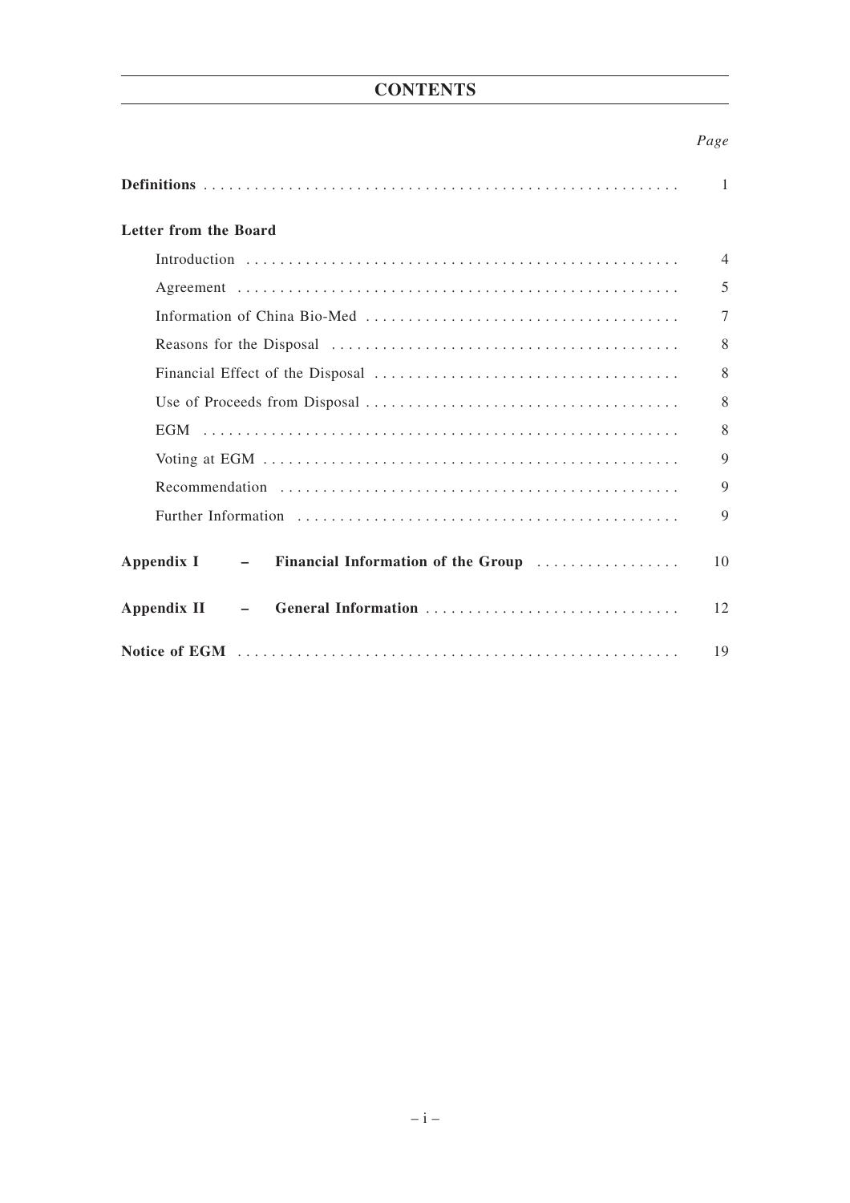# CONTENTS

| | *Page* |
|---|---|
| **Definitions** | 1 |
| **Letter from the Board** | |
| Introduction | 4 |
| Agreement | 5 |
| Information of China Bio-Med | 7 |
| Reasons for the Disposal | 8 |
| Financial Effect of the Disposal | 8 |
| Use of Proceeds from Disposal | 8 |
| EGM | 8 |
| Voting at EGM | 9 |
| Recommendation | 9 |
| Further Information | 9 |
| **Appendix I – Financial Information of the Group** | 10 |
| **Appendix II – General Information** | 12 |
| **Notice of EGM** | 19 |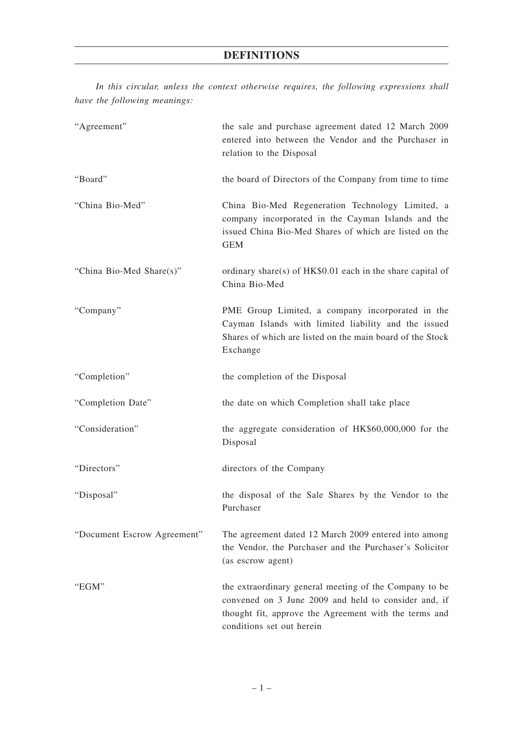# DEFINITIONS

*In this circular, unless the context otherwise requires, the following expressions shall have the following meanings:*

| | |
|---|---|
| "Agreement" | the sale and purchase agreement dated 12 March 2009 entered into between the Vendor and the Purchaser in relation to the Disposal |
| "Board" | the board of Directors of the Company from time to time |
| "China Bio-Med" | China Bio-Med Regeneration Technology Limited, a company incorporated in the Cayman Islands and the issued China Bio-Med Shares of which are listed on the GEM |
| "China Bio-Med Share(s)" | ordinary share(s) of HK$0.01 each in the share capital of China Bio-Med |
| "Company" | PME Group Limited, a company incorporated in the Cayman Islands with limited liability and the issued Shares of which are listed on the main board of the Stock Exchange |
| "Completion" | the completion of the Disposal |
| "Completion Date" | the date on which Completion shall take place |
| "Consideration" | the aggregate consideration of HK$60,000,000 for the Disposal |
| "Directors" | directors of the Company |
| "Disposal" | the disposal of the Sale Shares by the Vendor to the Purchaser |
| "Document Escrow Agreement" | The agreement dated 12 March 2009 entered into among the Vendor, the Purchaser and the Purchaser's Solicitor (as escrow agent) |
| "EGM" | the extraordinary general meeting of the Company to be convened on 3 June 2009 and held to consider and, if thought fit, approve the Agreement with the terms and conditions set out herein |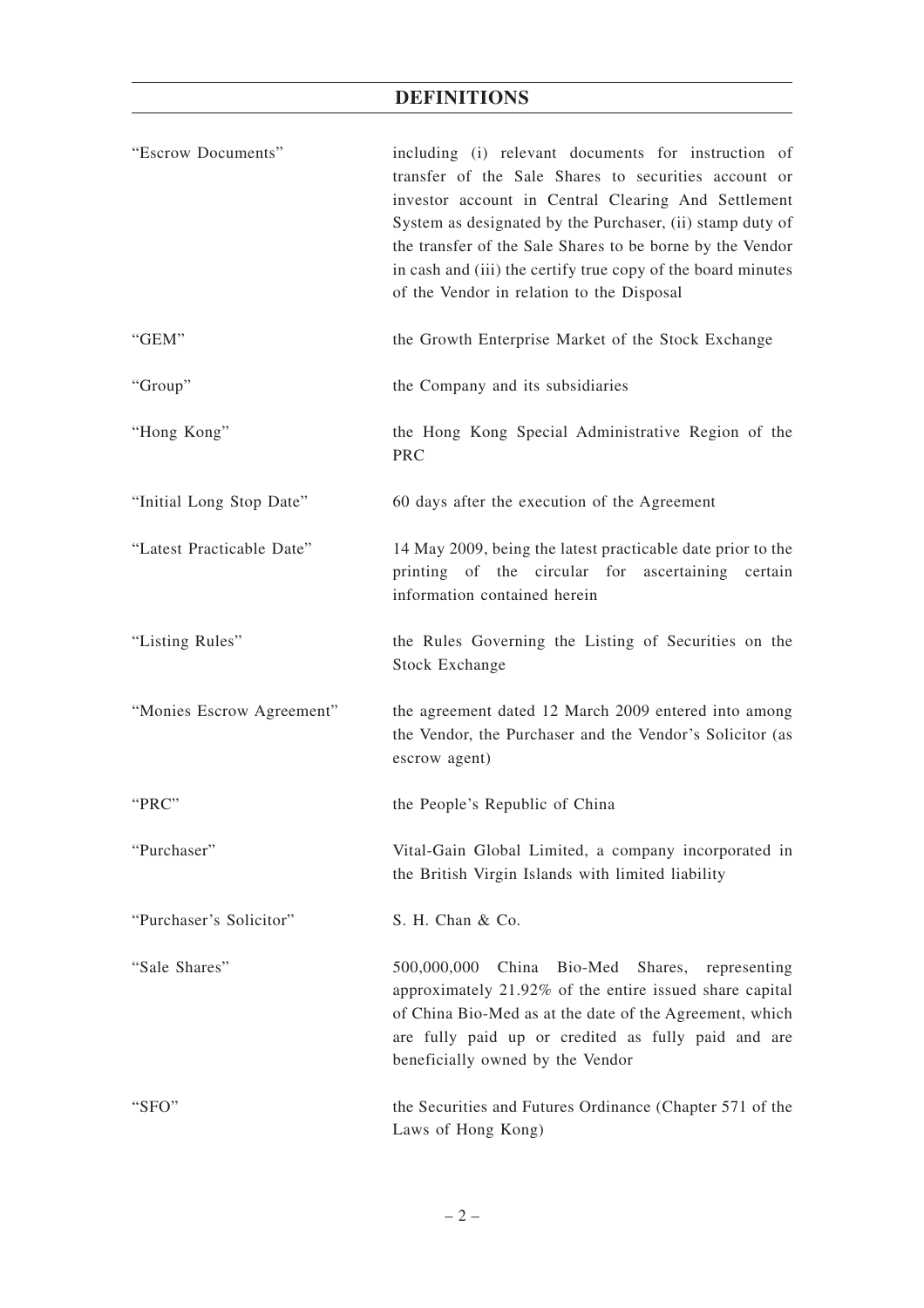## DEFINITIONS

| | |
|---|---|
| "Escrow Documents" | including (i) relevant documents for instruction of transfer of the Sale Shares to securities account or investor account in Central Clearing And Settlement System as designated by the Purchaser, (ii) stamp duty of the transfer of the Sale Shares to be borne by the Vendor in cash and (iii) the certify true copy of the board minutes of the Vendor in relation to the Disposal |
| "GEM" | the Growth Enterprise Market of the Stock Exchange |
| "Group" | the Company and its subsidiaries |
| "Hong Kong" | the Hong Kong Special Administrative Region of the PRC |
| "Initial Long Stop Date" | 60 days after the execution of the Agreement |
| "Latest Practicable Date" | 14 May 2009, being the latest practicable date prior to the printing of the circular for ascertaining certain information contained herein |
| "Listing Rules" | the Rules Governing the Listing of Securities on the Stock Exchange |
| "Monies Escrow Agreement" | the agreement dated 12 March 2009 entered into among the Vendor, the Purchaser and the Vendor's Solicitor (as escrow agent) |
| "PRC" | the People's Republic of China |
| "Purchaser" | Vital-Gain Global Limited, a company incorporated in the British Virgin Islands with limited liability |
| "Purchaser's Solicitor" | S. H. Chan & Co. |
| "Sale Shares" | 500,000,000 China Bio-Med Shares, representing approximately 21.92% of the entire issued share capital of China Bio-Med as at the date of the Agreement, which are fully paid up or credited as fully paid and are beneficially owned by the Vendor |
| "SFO" | the Securities and Futures Ordinance (Chapter 571 of the Laws of Hong Kong) |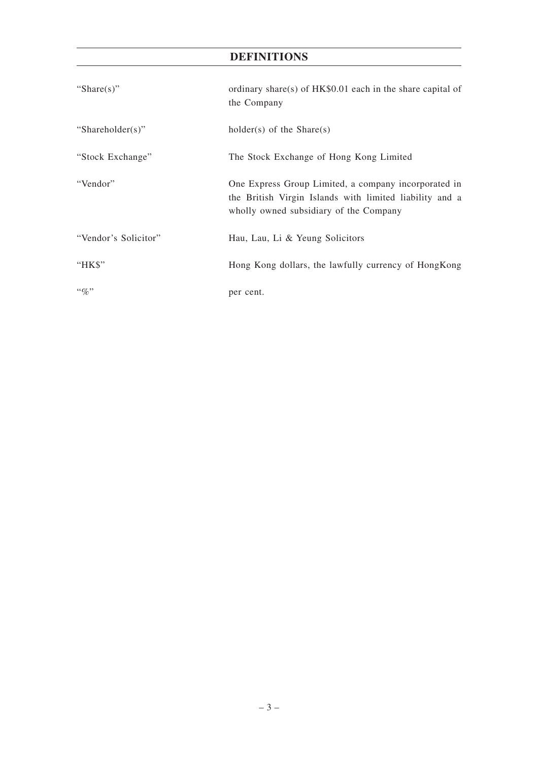# DEFINITIONS

| | |
|---|---|
| "Share(s)" | ordinary share(s) of HK$0.01 each in the share capital of the Company |
| "Shareholder(s)" | holder(s) of the Share(s) |
| "Stock Exchange" | The Stock Exchange of Hong Kong Limited |
| "Vendor" | One Express Group Limited, a company incorporated in the British Virgin Islands with limited liability and a wholly owned subsidiary of the Company |
| "Vendor's Solicitor" | Hau, Lau, Li & Yeung Solicitors |
| "HK$" | Hong Kong dollars, the lawfully currency of HongKong |
| "%" | per cent. |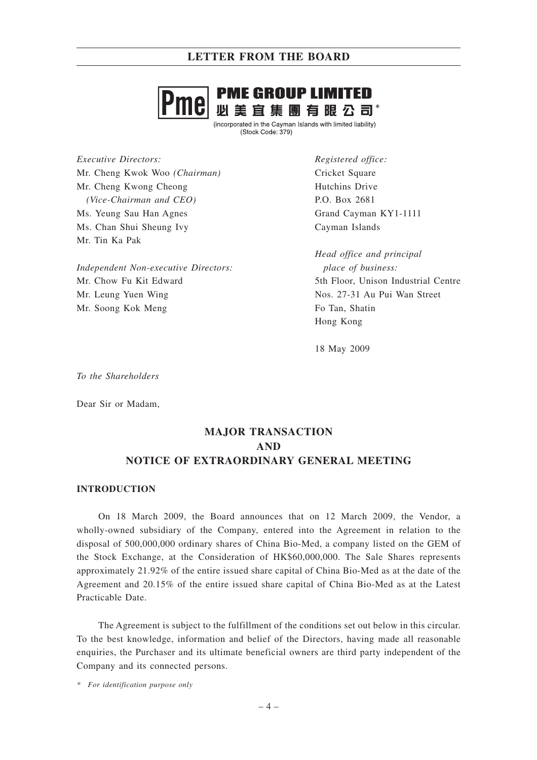# LETTER FROM THE BOARD

**PME GROUP LIMITED**
**必美宜集團有限公司***

(incorporated in the Cayman Islands with limited liability)
(Stock Code: 379)

*Executive Directors:*
Mr. Cheng Kwok Woo *(Chairman)*
Mr. Cheng Kwong Cheong
*(Vice-Chairman and CEO)*
Ms. Yeung Sau Han Agnes
Ms. Chan Shui Sheung Ivy
Mr. Tin Ka Pak

*Independent Non-executive Directors:*
Mr. Chow Fu Kit Edward
Mr. Leung Yuen Wing
Mr. Soong Kok Meng

*Registered office:*
Cricket Square
Hutchins Drive
P.O. Box 2681
Grand Cayman KY1-1111
Cayman Islands

*Head office and principal place of business:*
5th Floor, Unison Industrial Centre
Nos. 27-31 Au Pui Wan Street
Fo Tan, Shatin
Hong Kong

18 May 2009

*To the Shareholders*

Dear Sir or Madam,

## MAJOR TRANSACTION
## AND
## NOTICE OF EXTRAORDINARY GENERAL MEETING

### INTRODUCTION

On 18 March 2009, the Board announces that on 12 March 2009, the Vendor, a wholly-owned subsidiary of the Company, entered into the Agreement in relation to the disposal of 500,000,000 ordinary shares of China Bio-Med, a company listed on the GEM of the Stock Exchange, at the Consideration of HK$60,000,000. The Sale Shares represents approximately 21.92% of the entire issued share capital of China Bio-Med as at the date of the Agreement and 20.15% of the entire issued share capital of China Bio-Med as at the Latest Practicable Date.

The Agreement is subject to the fulfillment of the conditions set out below in this circular. To the best knowledge, information and belief of the Directors, having made all reasonable enquiries, the Purchaser and its ultimate beneficial owners are third party independent of the Company and its connected persons.

* *For identification purpose only*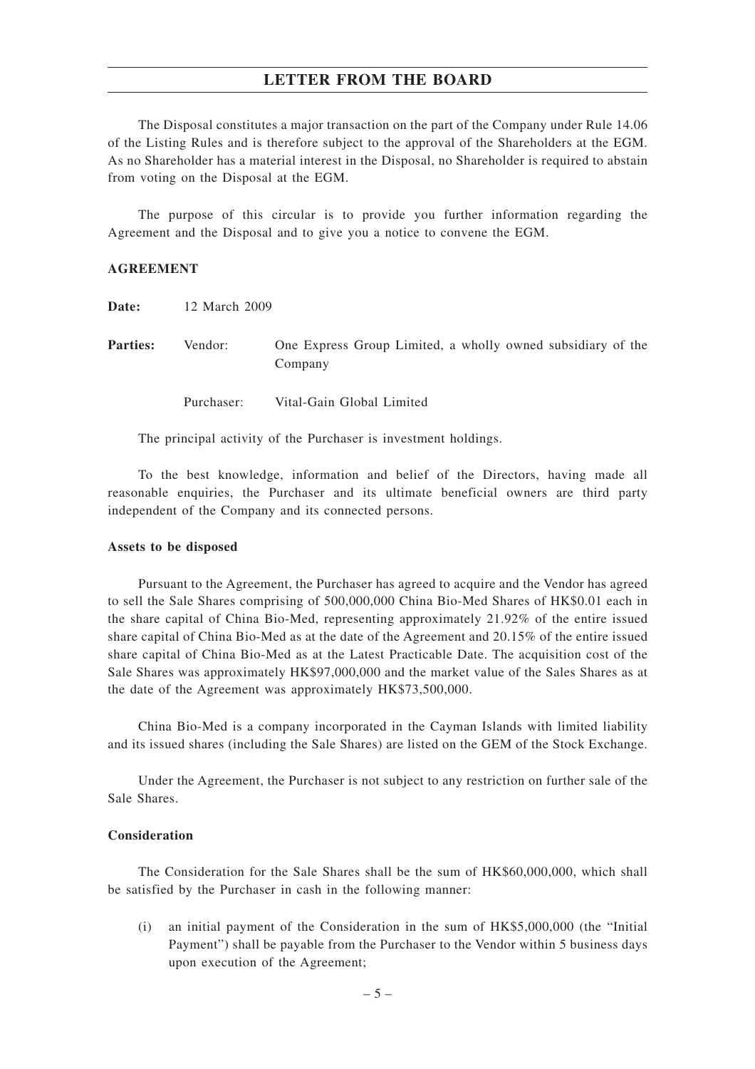The Disposal constitutes a major transaction on the part of the Company under Rule 14.06 of the Listing Rules and is therefore subject to the approval of the Shareholders at the EGM. As no Shareholder has a material interest in the Disposal, no Shareholder is required to abstain from voting on the Disposal at the EGM.

The purpose of this circular is to provide you further information regarding the Agreement and the Disposal and to give you a notice to convene the EGM.

**AGREEMENT**

**Date:** 12 March 2009

**Parties:** Vendor: One Express Group Limited, a wholly owned subsidiary of the Company

Purchaser: Vital-Gain Global Limited

The principal activity of the Purchaser is investment holdings.

To the best knowledge, information and belief of the Directors, having made all reasonable enquiries, the Purchaser and its ultimate beneficial owners are third party independent of the Company and its connected persons.

**Assets to be disposed**

Pursuant to the Agreement, the Purchaser has agreed to acquire and the Vendor has agreed to sell the Sale Shares comprising of 500,000,000 China Bio-Med Shares of HK$0.01 each in the share capital of China Bio-Med, representing approximately 21.92% of the entire issued share capital of China Bio-Med as at the date of the Agreement and 20.15% of the entire issued share capital of China Bio-Med as at the Latest Practicable Date. The acquisition cost of the Sale Shares was approximately HK$97,000,000 and the market value of the Sales Shares as at the date of the Agreement was approximately HK$73,500,000.

China Bio-Med is a company incorporated in the Cayman Islands with limited liability and its issued shares (including the Sale Shares) are listed on the GEM of the Stock Exchange.

Under the Agreement, the Purchaser is not subject to any restriction on further sale of the Sale Shares.

**Consideration**

The Consideration for the Sale Shares shall be the sum of HK$60,000,000, which shall be satisfied by the Purchaser in cash in the following manner:

(i) an initial payment of the Consideration in the sum of HK$5,000,000 (the "Initial Payment") shall be payable from the Purchaser to the Vendor within 5 business days upon execution of the Agreement;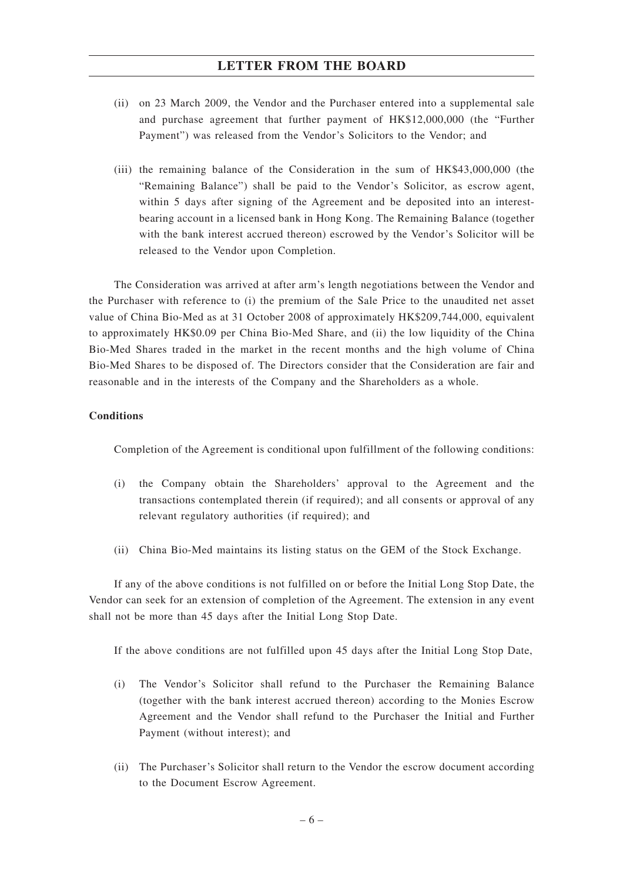(ii) on 23 March 2009, the Vendor and the Purchaser entered into a supplemental sale and purchase agreement that further payment of HK$12,000,000 (the "Further Payment") was released from the Vendor's Solicitors to the Vendor; and

(iii) the remaining balance of the Consideration in the sum of HK$43,000,000 (the "Remaining Balance") shall be paid to the Vendor's Solicitor, as escrow agent, within 5 days after signing of the Agreement and be deposited into an interest-bearing account in a licensed bank in Hong Kong. The Remaining Balance (together with the bank interest accrued thereon) escrowed by the Vendor's Solicitor will be released to the Vendor upon Completion.

The Consideration was arrived at after arm's length negotiations between the Vendor and the Purchaser with reference to (i) the premium of the Sale Price to the unaudited net asset value of China Bio-Med as at 31 October 2008 of approximately HK$209,744,000, equivalent to approximately HK$0.09 per China Bio-Med Share, and (ii) the low liquidity of the China Bio-Med Shares traded in the market in the recent months and the high volume of China Bio-Med Shares to be disposed of. The Directors consider that the Consideration are fair and reasonable and in the interests of the Company and the Shareholders as a whole.

**Conditions**

Completion of the Agreement is conditional upon fulfillment of the following conditions:

(i) the Company obtain the Shareholders' approval to the Agreement and the transactions contemplated therein (if required); and all consents or approval of any relevant regulatory authorities (if required); and

(ii) China Bio-Med maintains its listing status on the GEM of the Stock Exchange.

If any of the above conditions is not fulfilled on or before the Initial Long Stop Date, the Vendor can seek for an extension of completion of the Agreement. The extension in any event shall not be more than 45 days after the Initial Long Stop Date.

If the above conditions are not fulfilled upon 45 days after the Initial Long Stop Date,

(i) The Vendor's Solicitor shall refund to the Purchaser the Remaining Balance (together with the bank interest accrued thereon) according to the Monies Escrow Agreement and the Vendor shall refund to the Purchaser the Initial and Further Payment (without interest); and

(ii) The Purchaser's Solicitor shall return to the Vendor the escrow document according to the Document Escrow Agreement.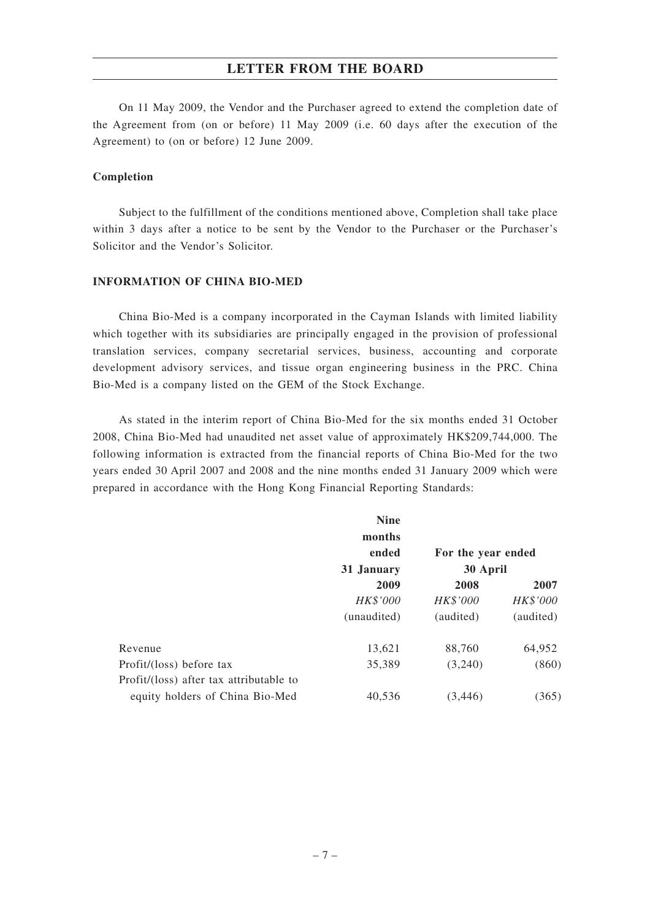## LETTER FROM THE BOARD

On 11 May 2009, the Vendor and the Purchaser agreed to extend the completion date of the Agreement from (on or before) 11 May 2009 (i.e. 60 days after the execution of the Agreement) to (on or before) 12 June 2009.

**Completion**

Subject to the fulfillment of the conditions mentioned above, Completion shall take place within 3 days after a notice to be sent by the Vendor to the Purchaser or the Purchaser's Solicitor and the Vendor's Solicitor.

**INFORMATION OF CHINA BIO-MED**

China Bio-Med is a company incorporated in the Cayman Islands with limited liability which together with its subsidiaries are principally engaged in the provision of professional translation services, company secretarial services, business, accounting and corporate development advisory services, and tissue organ engineering business in the PRC. China Bio-Med is a company listed on the GEM of the Stock Exchange.

As stated in the interim report of China Bio-Med for the six months ended 31 October 2008, China Bio-Med had unaudited net asset value of approximately HK$209,744,000. The following information is extracted from the financial reports of China Bio-Med for the two years ended 30 April 2007 and 2008 and the nine months ended 31 January 2009 which were prepared in accordance with the Hong Kong Financial Reporting Standards:

| | **Nine months ended 31 January** | **For the year ended 30 April** | |
|---|---|---|---|
| | **2009** | **2008** | **2007** |
| | *HK$'000* | *HK$'000* | *HK$'000* |
| | (unaudited) | (audited) | (audited) |
| Revenue | 13,621 | 88,760 | 64,952 |
| Profit/(loss) before tax | 35,389 | (3,240) | (860) |
| Profit/(loss) after tax attributable to equity holders of China Bio-Med | 40,536 | (3,446) | (365) |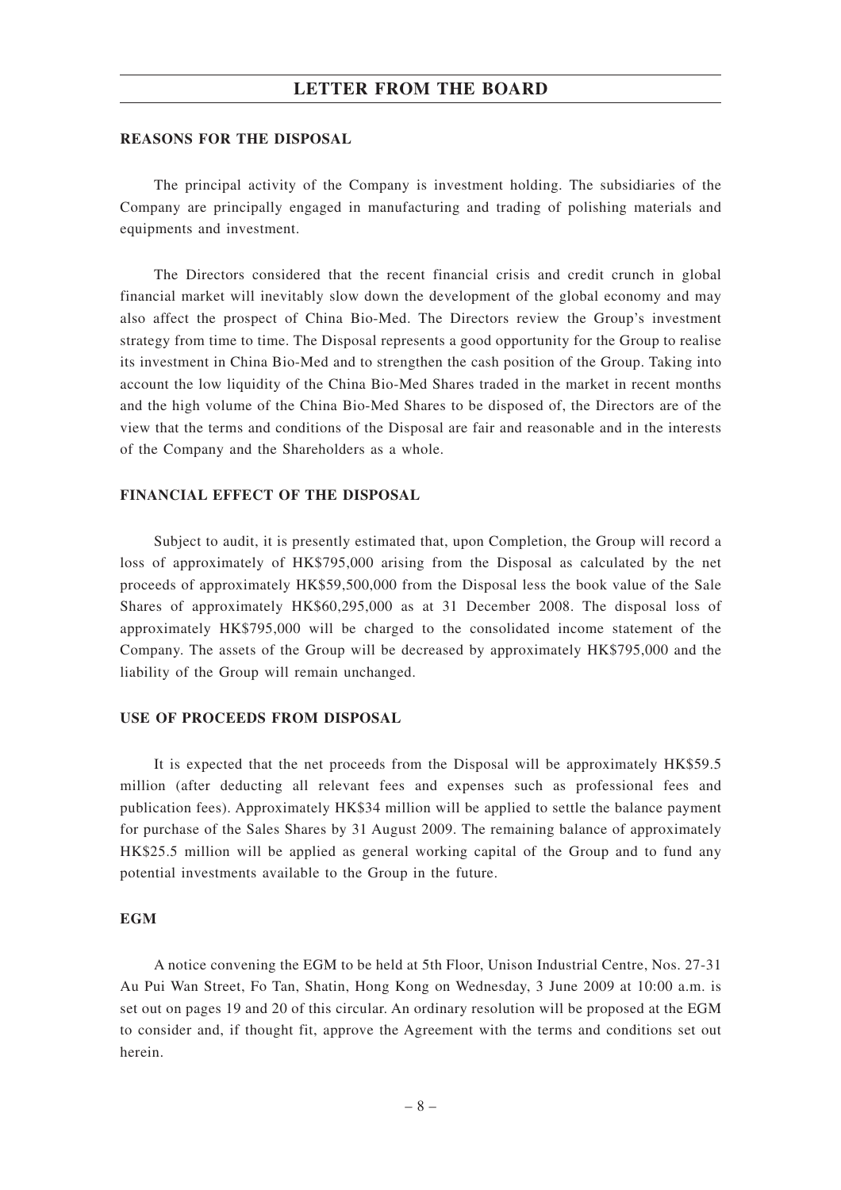## LETTER FROM THE BOARD

### REASONS FOR THE DISPOSAL

The principal activity of the Company is investment holding. The subsidiaries of the Company are principally engaged in manufacturing and trading of polishing materials and equipments and investment.

The Directors considered that the recent financial crisis and credit crunch in global financial market will inevitably slow down the development of the global economy and may also affect the prospect of China Bio-Med. The Directors review the Group's investment strategy from time to time. The Disposal represents a good opportunity for the Group to realise its investment in China Bio-Med and to strengthen the cash position of the Group. Taking into account the low liquidity of the China Bio-Med Shares traded in the market in recent months and the high volume of the China Bio-Med Shares to be disposed of, the Directors are of the view that the terms and conditions of the Disposal are fair and reasonable and in the interests of the Company and the Shareholders as a whole.

### FINANCIAL EFFECT OF THE DISPOSAL

Subject to audit, it is presently estimated that, upon Completion, the Group will record a loss of approximately of HK$795,000 arising from the Disposal as calculated by the net proceeds of approximately HK$59,500,000 from the Disposal less the book value of the Sale Shares of approximately HK$60,295,000 as at 31 December 2008. The disposal loss of approximately HK$795,000 will be charged to the consolidated income statement of the Company. The assets of the Group will be decreased by approximately HK$795,000 and the liability of the Group will remain unchanged.

### USE OF PROCEEDS FROM DISPOSAL

It is expected that the net proceeds from the Disposal will be approximately HK$59.5 million (after deducting all relevant fees and expenses such as professional fees and publication fees). Approximately HK$34 million will be applied to settle the balance payment for purchase of the Sales Shares by 31 August 2009. The remaining balance of approximately HK$25.5 million will be applied as general working capital of the Group and to fund any potential investments available to the Group in the future.

### EGM

A notice convening the EGM to be held at 5th Floor, Unison Industrial Centre, Nos. 27-31 Au Pui Wan Street, Fo Tan, Shatin, Hong Kong on Wednesday, 3 June 2009 at 10:00 a.m. is set out on pages 19 and 20 of this circular. An ordinary resolution will be proposed at the EGM to consider and, if thought fit, approve the Agreement with the terms and conditions set out herein.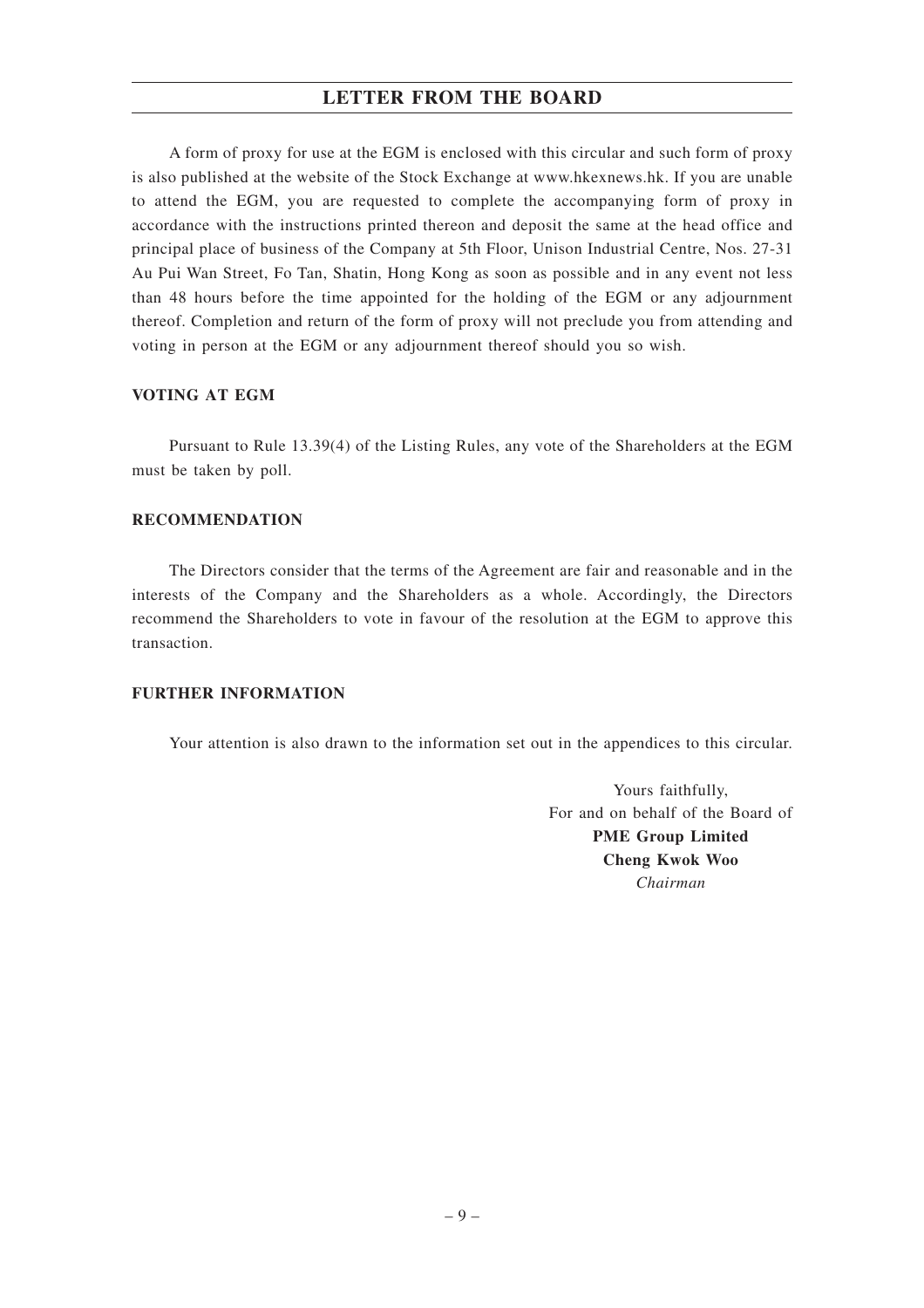A form of proxy for use at the EGM is enclosed with this circular and such form of proxy is also published at the website of the Stock Exchange at www.hkexnews.hk. If you are unable to attend the EGM, you are requested to complete the accompanying form of proxy in accordance with the instructions printed thereon and deposit the same at the head office and principal place of business of the Company at 5th Floor, Unison Industrial Centre, Nos. 27-31 Au Pui Wan Street, Fo Tan, Shatin, Hong Kong as soon as possible and in any event not less than 48 hours before the time appointed for the holding of the EGM or any adjournment thereof. Completion and return of the form of proxy will not preclude you from attending and voting in person at the EGM or any adjournment thereof should you so wish.

**VOTING AT EGM**

Pursuant to Rule 13.39(4) of the Listing Rules, any vote of the Shareholders at the EGM must be taken by poll.

**RECOMMENDATION**

The Directors consider that the terms of the Agreement are fair and reasonable and in the interests of the Company and the Shareholders as a whole. Accordingly, the Directors recommend the Shareholders to vote in favour of the resolution at the EGM to approve this transaction.

**FURTHER INFORMATION**

Your attention is also drawn to the information set out in the appendices to this circular.

Yours faithfully,
For and on behalf of the Board of
**PME Group Limited**
**Cheng Kwok Woo**
*Chairman*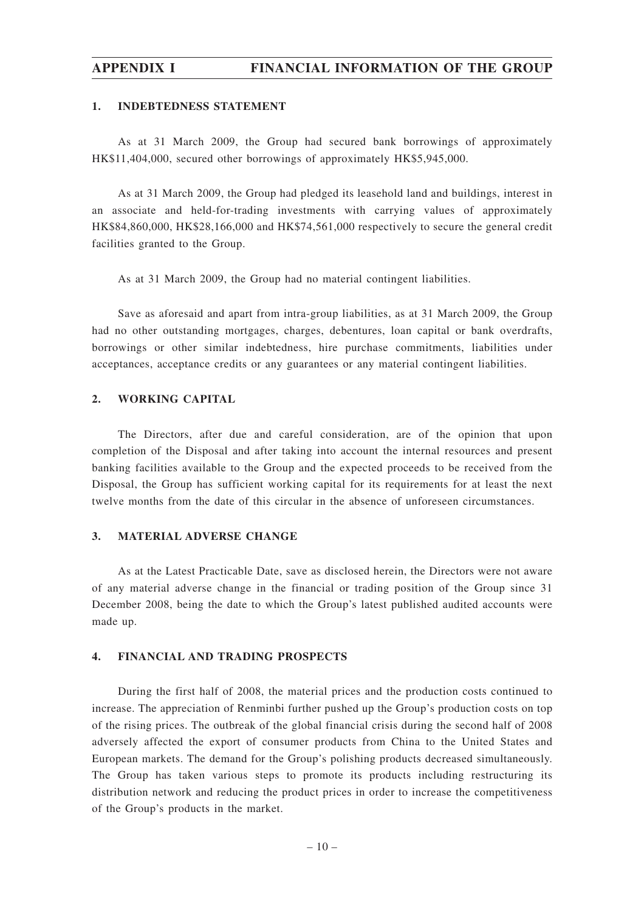# APPENDIX I FINANCIAL INFORMATION OF THE GROUP

## 1. INDEBTEDNESS STATEMENT

As at 31 March 2009, the Group had secured bank borrowings of approximately HK$11,404,000, secured other borrowings of approximately HK$5,945,000.

As at 31 March 2009, the Group had pledged its leasehold land and buildings, interest in an associate and held-for-trading investments with carrying values of approximately HK$84,860,000, HK$28,166,000 and HK$74,561,000 respectively to secure the general credit facilities granted to the Group.

As at 31 March 2009, the Group had no material contingent liabilities.

Save as aforesaid and apart from intra-group liabilities, as at 31 March 2009, the Group had no other outstanding mortgages, charges, debentures, loan capital or bank overdrafts, borrowings or other similar indebtedness, hire purchase commitments, liabilities under acceptances, acceptance credits or any guarantees or any material contingent liabilities.

## 2. WORKING CAPITAL

The Directors, after due and careful consideration, are of the opinion that upon completion of the Disposal and after taking into account the internal resources and present banking facilities available to the Group and the expected proceeds to be received from the Disposal, the Group has sufficient working capital for its requirements for at least the next twelve months from the date of this circular in the absence of unforeseen circumstances.

## 3. MATERIAL ADVERSE CHANGE

As at the Latest Practicable Date, save as disclosed herein, the Directors were not aware of any material adverse change in the financial or trading position of the Group since 31 December 2008, being the date to which the Group's latest published audited accounts were made up.

## 4. FINANCIAL AND TRADING PROSPECTS

During the first half of 2008, the material prices and the production costs continued to increase. The appreciation of Renminbi further pushed up the Group's production costs on top of the rising prices. The outbreak of the global financial crisis during the second half of 2008 adversely affected the export of consumer products from China to the United States and European markets. The demand for the Group's polishing products decreased simultaneously. The Group has taken various steps to promote its products including restructuring its distribution network and reducing the product prices in order to increase the competitiveness of the Group's products in the market.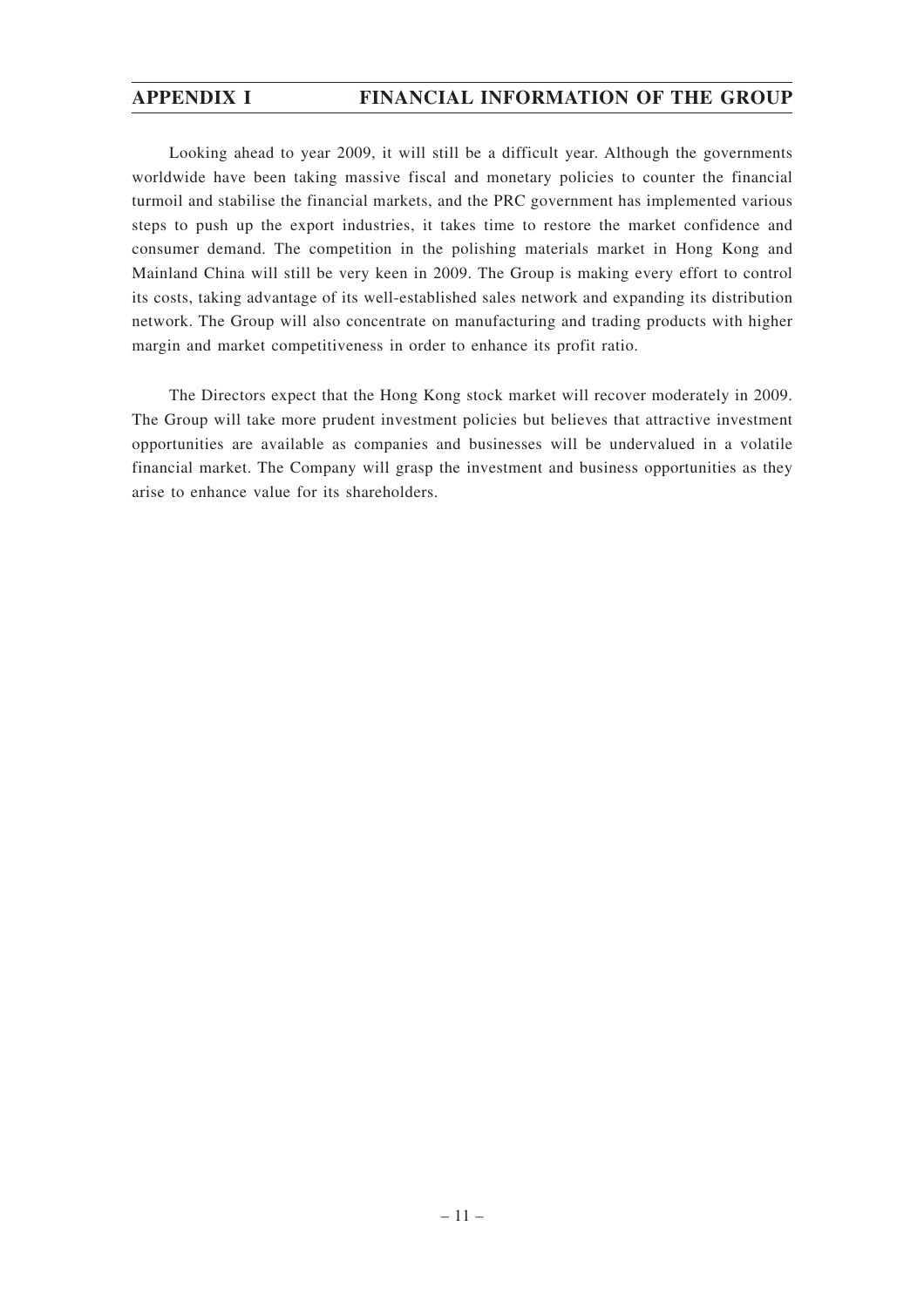Looking ahead to year 2009, it will still be a difficult year. Although the governments worldwide have been taking massive fiscal and monetary policies to counter the financial turmoil and stabilise the financial markets, and the PRC government has implemented various steps to push up the export industries, it takes time to restore the market confidence and consumer demand. The competition in the polishing materials market in Hong Kong and Mainland China will still be very keen in 2009. The Group is making every effort to control its costs, taking advantage of its well-established sales network and expanding its distribution network. The Group will also concentrate on manufacturing and trading products with higher margin and market competitiveness in order to enhance its profit ratio.

The Directors expect that the Hong Kong stock market will recover moderately in 2009. The Group will take more prudent investment policies but believes that attractive investment opportunities are available as companies and businesses will be undervalued in a volatile financial market. The Company will grasp the investment and business opportunities as they arise to enhance value for its shareholders.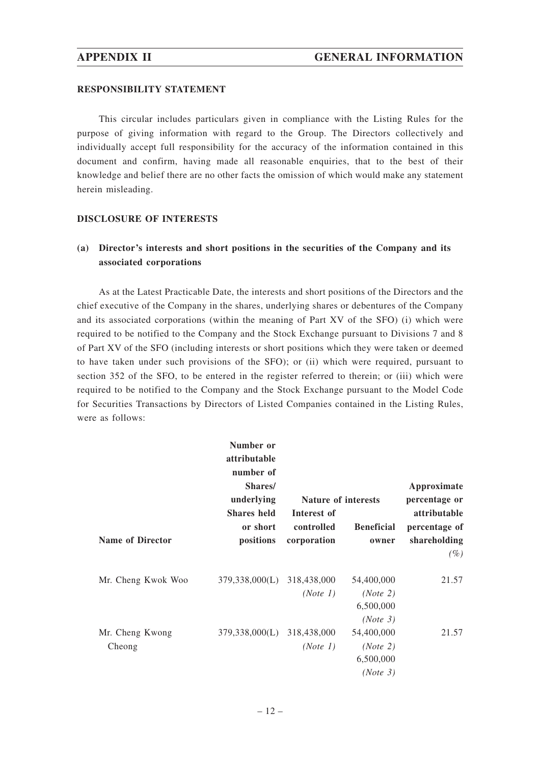## RESPONSIBILITY STATEMENT

This circular includes particulars given in compliance with the Listing Rules for the purpose of giving information with regard to the Group. The Directors collectively and individually accept full responsibility for the accuracy of the information contained in this document and confirm, having made all reasonable enquiries, that to the best of their knowledge and belief there are no other facts the omission of which would make any statement herein misleading.

## DISCLOSURE OF INTERESTS

### (a) Director's interests and short positions in the securities of the Company and its associated corporations

As at the Latest Practicable Date, the interests and short positions of the Directors and the chief executive of the Company in the shares, underlying shares or debentures of the Company and its associated corporations (within the meaning of Part XV of the SFO) (i) which were required to be notified to the Company and the Stock Exchange pursuant to Divisions 7 and 8 of Part XV of the SFO (including interests or short positions which they were taken or deemed to have taken under such provisions of the SFO); or (ii) which were required, pursuant to section 352 of the SFO, to be entered in the register referred to therein; or (iii) which were required to be notified to the Company and the Stock Exchange pursuant to the Model Code for Securities Transactions by Directors of Listed Companies contained in the Listing Rules, were as follows:

| Name of Director | Number or attributable number of Shares/ underlying Shares held or short positions | Nature of interests | | Approximate percentage or attributable percentage of shareholding (%) |
|---|---|---|---|---|
| | | Interest of controlled corporation | Beneficial owner | |
| Mr. Cheng Kwok Woo | 379,338,000(L) | 318,438,000 *(Note 1)* | 54,400,000 *(Note 2)* 6,500,000 *(Note 3)* | 21.57 |
| Mr. Cheng Kwong Cheong | 379,338,000(L) | 318,438,000 *(Note 1)* | 54,400,000 *(Note 2)* 6,500,000 *(Note 3)* | 21.57 |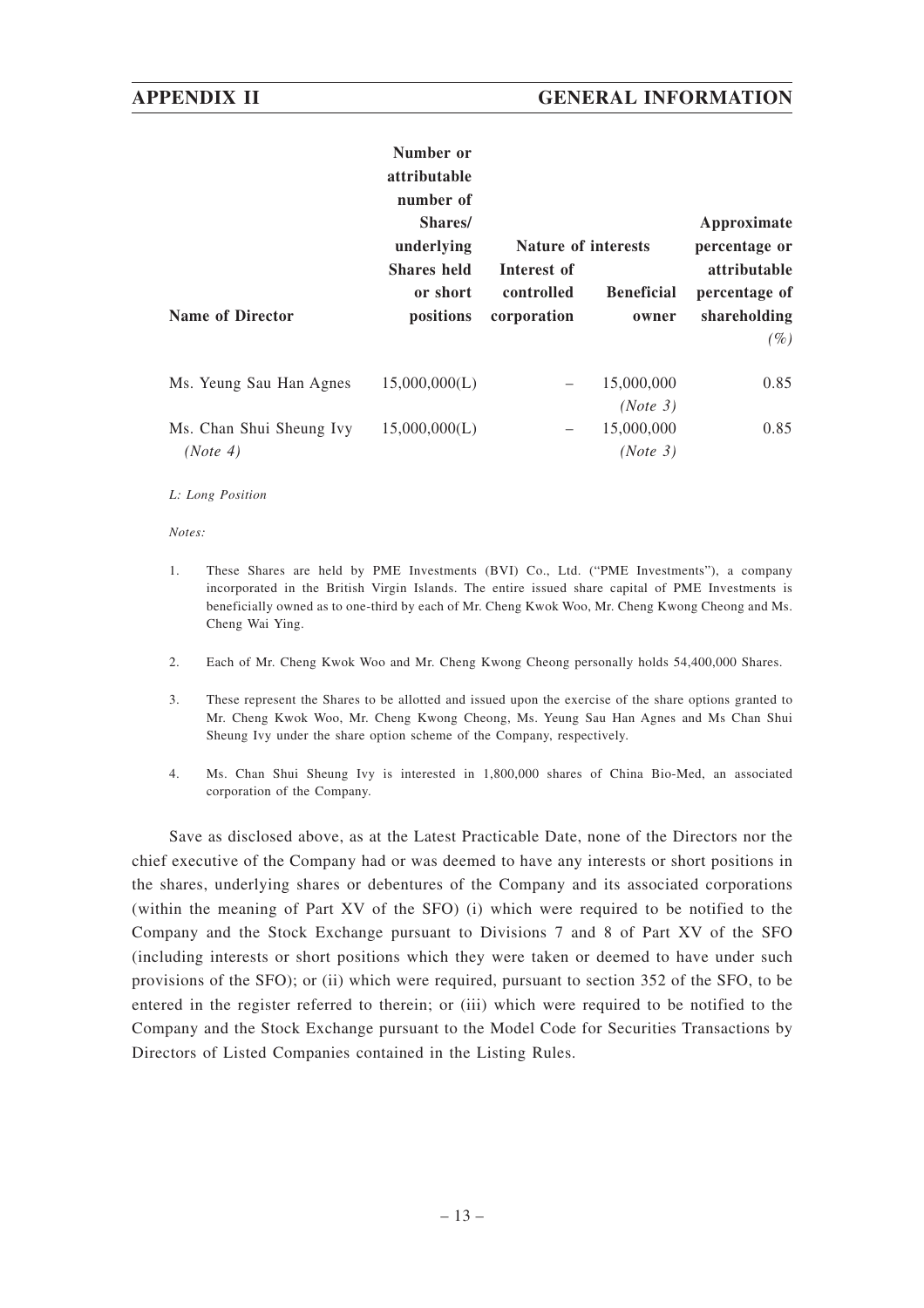| Name of Director | Number or attributable number of Shares/ underlying Shares held or short positions | Nature of interests | | Approximate percentage or attributable percentage of shareholding |
|---|---|---|---|---|
| | | Interest of controlled corporation | Beneficial owner | (%) |
| Ms. Yeung Sau Han Agnes | 15,000,000(L) | – | 15,000,000 *(Note 3)* | 0.85 |
| Ms. Chan Shui Sheung Ivy *(Note 4)* | 15,000,000(L) | – | 15,000,000 *(Note 3)* | 0.85 |

*L: Long Position*

*Notes:*

1. These Shares are held by PME Investments (BVI) Co., Ltd. ("PME Investments"), a company incorporated in the British Virgin Islands. The entire issued share capital of PME Investments is beneficially owned as to one-third by each of Mr. Cheng Kwok Woo, Mr. Cheng Kwong Cheong and Ms. Cheng Wai Ying.

2. Each of Mr. Cheng Kwok Woo and Mr. Cheng Kwong Cheong personally holds 54,400,000 Shares.

3. These represent the Shares to be allotted and issued upon the exercise of the share options granted to Mr. Cheng Kwok Woo, Mr. Cheng Kwong Cheong, Ms. Yeung Sau Han Agnes and Ms Chan Shui Sheung Ivy under the share option scheme of the Company, respectively.

4. Ms. Chan Shui Sheung Ivy is interested in 1,800,000 shares of China Bio-Med, an associated corporation of the Company.

Save as disclosed above, as at the Latest Practicable Date, none of the Directors nor the chief executive of the Company had or was deemed to have any interests or short positions in the shares, underlying shares or debentures of the Company and its associated corporations (within the meaning of Part XV of the SFO) (i) which were required to be notified to the Company and the Stock Exchange pursuant to Divisions 7 and 8 of Part XV of the SFO (including interests or short positions which they were taken or deemed to have under such provisions of the SFO); or (ii) which were required, pursuant to section 352 of the SFO, to be entered in the register referred to therein; or (iii) which were required to be notified to the Company and the Stock Exchange pursuant to the Model Code for Securities Transactions by Directors of Listed Companies contained in the Listing Rules.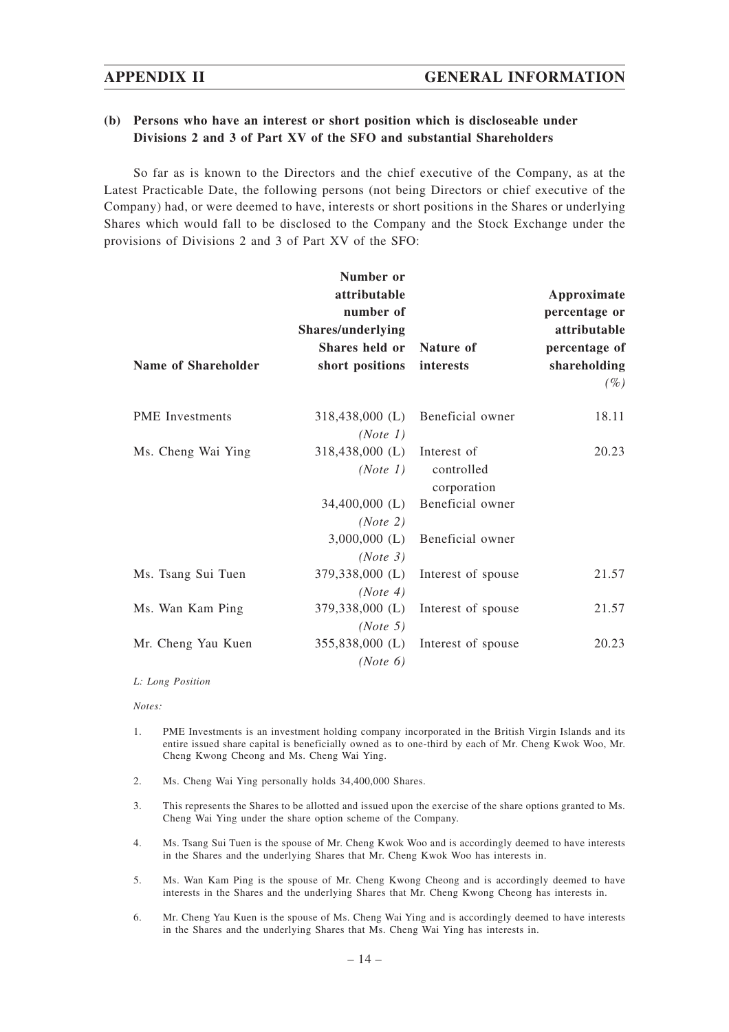### (b) Persons who have an interest or short position which is discloseable under Divisions 2 and 3 of Part XV of the SFO and substantial Shareholders

So far as is known to the Directors and the chief executive of the Company, as at the Latest Practicable Date, the following persons (not being Directors or chief executive of the Company) had, or were deemed to have, interests or short positions in the Shares or underlying Shares which would fall to be disclosed to the Company and the Stock Exchange under the provisions of Divisions 2 and 3 of Part XV of the SFO:

| Name of Shareholder | Number or attributable number of Shares/underlying Shares held or short positions | Nature of interests | Approximate percentage or attributable percentage of shareholding *(%)* |
|---|---|---|---|
| PME Investments | 318,438,000 (L) *(Note 1)* | Beneficial owner | 18.11 |
| Ms. Cheng Wai Ying | 318,438,000 (L) *(Note 1)* | Interest of controlled corporation | 20.23 |
| | 34,400,000 (L) *(Note 2)* | Beneficial owner | |
| | 3,000,000 (L) *(Note 3)* | Beneficial owner | |
| Ms. Tsang Sui Tuen | 379,338,000 (L) *(Note 4)* | Interest of spouse | 21.57 |
| Ms. Wan Kam Ping | 379,338,000 (L) *(Note 5)* | Interest of spouse | 21.57 |
| Mr. Cheng Yau Kuen | 355,838,000 (L) *(Note 6)* | Interest of spouse | 20.23 |

*L: Long Position*

*Notes:*

1. PME Investments is an investment holding company incorporated in the British Virgin Islands and its entire issued share capital is beneficially owned as to one-third by each of Mr. Cheng Kwok Woo, Mr. Cheng Kwong Cheong and Ms. Cheng Wai Ying.

2. Ms. Cheng Wai Ying personally holds 34,400,000 Shares.

3. This represents the Shares to be allotted and issued upon the exercise of the share options granted to Ms. Cheng Wai Ying under the share option scheme of the Company.

4. Ms. Tsang Sui Tuen is the spouse of Mr. Cheng Kwok Woo and is accordingly deemed to have interests in the Shares and the underlying Shares that Mr. Cheng Kwok Woo has interests in.

5. Ms. Wan Kam Ping is the spouse of Mr. Cheng Kwong Cheong and is accordingly deemed to have interests in the Shares and the underlying Shares that Mr. Cheng Kwong Cheong has interests in.

6. Mr. Cheng Yau Kuen is the spouse of Ms. Cheng Wai Ying and is accordingly deemed to have interests in the Shares and the underlying Shares that Ms. Cheng Wai Ying has interests in.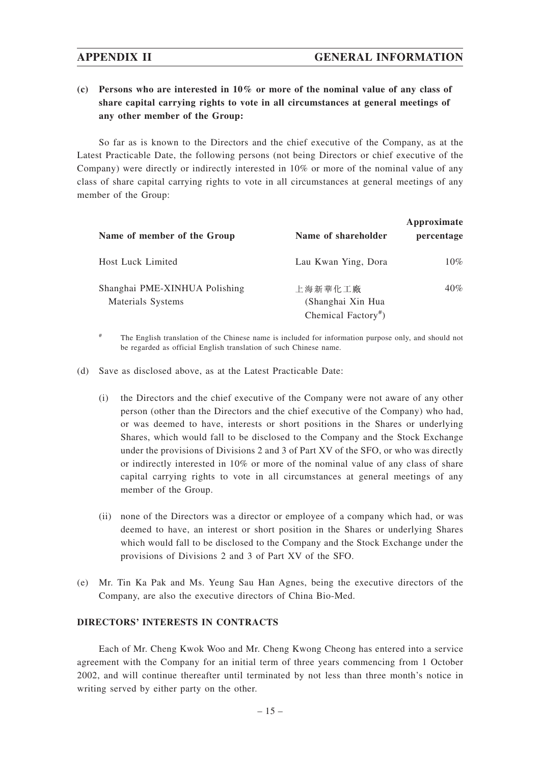**(c) Persons who are interested in 10% or more of the nominal value of any class of share capital carrying rights to vote in all circumstances at general meetings of any other member of the Group:**

So far as is known to the Directors and the chief executive of the Company, as at the Latest Practicable Date, the following persons (not being Directors or chief executive of the Company) were directly or indirectly interested in 10% or more of the nominal value of any class of share capital carrying rights to vote in all circumstances at general meetings of any member of the Group:

| Name of member of the Group | Name of shareholder | Approximate percentage |
|---|---|---|
| Host Luck Limited | Lau Kwan Ying, Dora | 10% |
| Shanghai PME-XINHUA Polishing Materials Systems | 上海新華化工廠 (Shanghai Xin Hua Chemical Factory#) | 40% |

# The English translation of the Chinese name is included for information purpose only, and should not be regarded as official English translation of such Chinese name.

(d) Save as disclosed above, as at the Latest Practicable Date:

(i) the Directors and the chief executive of the Company were not aware of any other person (other than the Directors and the chief executive of the Company) who had, or was deemed to have, interests or short positions in the Shares or underlying Shares, which would fall to be disclosed to the Company and the Stock Exchange under the provisions of Divisions 2 and 3 of Part XV of the SFO, or who was directly or indirectly interested in 10% or more of the nominal value of any class of share capital carrying rights to vote in all circumstances at general meetings of any member of the Group.

(ii) none of the Directors was a director or employee of a company which had, or was deemed to have, an interest or short position in the Shares or underlying Shares which would fall to be disclosed to the Company and the Stock Exchange under the provisions of Divisions 2 and 3 of Part XV of the SFO.

(e) Mr. Tin Ka Pak and Ms. Yeung Sau Han Agnes, being the executive directors of the Company, are also the executive directors of China Bio-Med.

**DIRECTORS' INTERESTS IN CONTRACTS**

Each of Mr. Cheng Kwok Woo and Mr. Cheng Kwong Cheong has entered into a service agreement with the Company for an initial term of three years commencing from 1 October 2002, and will continue thereafter until terminated by not less than three month's notice in writing served by either party on the other.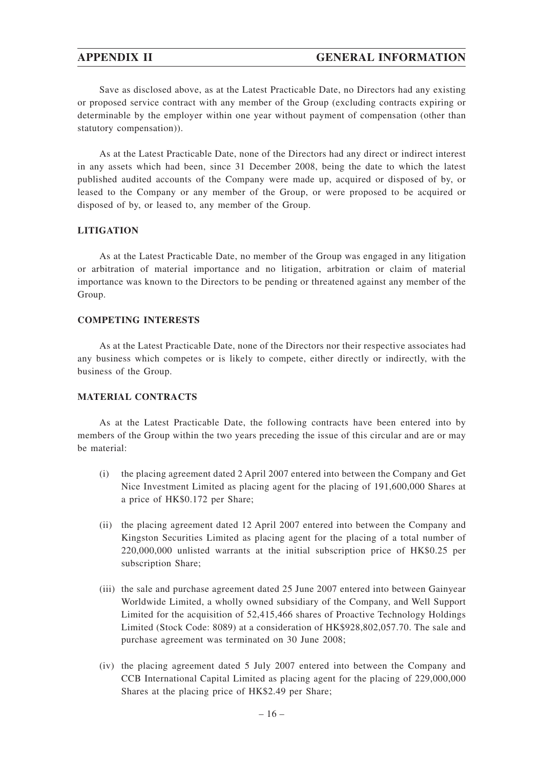Save as disclosed above, as at the Latest Practicable Date, no Directors had any existing or proposed service contract with any member of the Group (excluding contracts expiring or determinable by the employer within one year without payment of compensation (other than statutory compensation)).

As at the Latest Practicable Date, none of the Directors had any direct or indirect interest in any assets which had been, since 31 December 2008, being the date to which the latest published audited accounts of the Company were made up, acquired or disposed of by, or leased to the Company or any member of the Group, or were proposed to be acquired or disposed of by, or leased to, any member of the Group.

## LITIGATION

As at the Latest Practicable Date, no member of the Group was engaged in any litigation or arbitration of material importance and no litigation, arbitration or claim of material importance was known to the Directors to be pending or threatened against any member of the Group.

## COMPETING INTERESTS

As at the Latest Practicable Date, none of the Directors nor their respective associates had any business which competes or is likely to compete, either directly or indirectly, with the business of the Group.

## MATERIAL CONTRACTS

As at the Latest Practicable Date, the following contracts have been entered into by members of the Group within the two years preceding the issue of this circular and are or may be material:

(i) the placing agreement dated 2 April 2007 entered into between the Company and Get Nice Investment Limited as placing agent for the placing of 191,600,000 Shares at a price of HK$0.172 per Share;

(ii) the placing agreement dated 12 April 2007 entered into between the Company and Kingston Securities Limited as placing agent for the placing of a total number of 220,000,000 unlisted warrants at the initial subscription price of HK$0.25 per subscription Share;

(iii) the sale and purchase agreement dated 25 June 2007 entered into between Gainyear Worldwide Limited, a wholly owned subsidiary of the Company, and Well Support Limited for the acquisition of 52,415,466 shares of Proactive Technology Holdings Limited (Stock Code: 8089) at a consideration of HK$928,802,057.70. The sale and purchase agreement was terminated on 30 June 2008;

(iv) the placing agreement dated 5 July 2007 entered into between the Company and CCB International Capital Limited as placing agent for the placing of 229,000,000 Shares at the placing price of HK$2.49 per Share;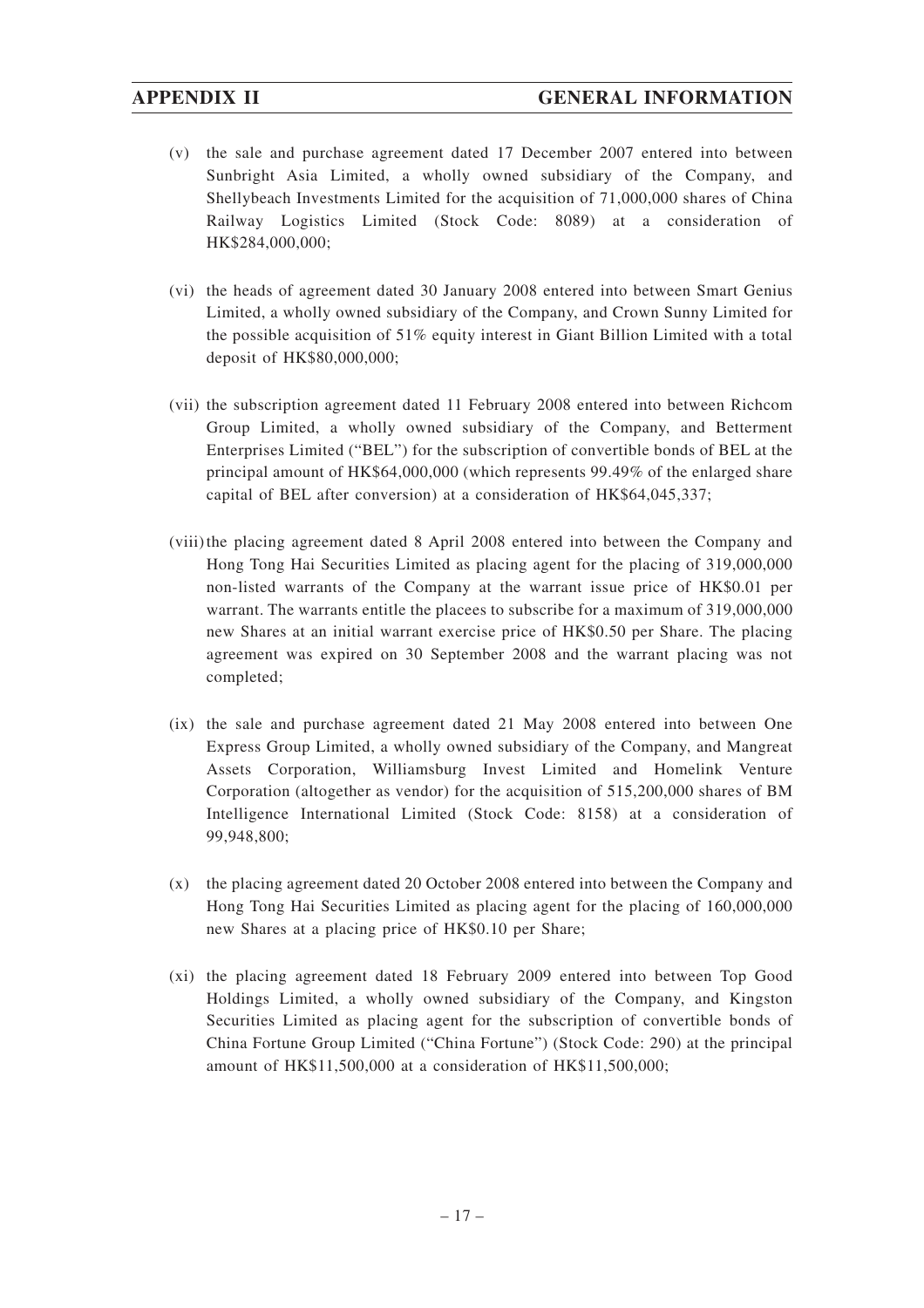(v) the sale and purchase agreement dated 17 December 2007 entered into between Sunbright Asia Limited, a wholly owned subsidiary of the Company, and Shellybeach Investments Limited for the acquisition of 71,000,000 shares of China Railway Logistics Limited (Stock Code: 8089) at a consideration of HK$284,000,000;

(vi) the heads of agreement dated 30 January 2008 entered into between Smart Genius Limited, a wholly owned subsidiary of the Company, and Crown Sunny Limited for the possible acquisition of 51% equity interest in Giant Billion Limited with a total deposit of HK$80,000,000;

(vii) the subscription agreement dated 11 February 2008 entered into between Richcom Group Limited, a wholly owned subsidiary of the Company, and Betterment Enterprises Limited ("BEL") for the subscription of convertible bonds of BEL at the principal amount of HK$64,000,000 (which represents 99.49% of the enlarged share capital of BEL after conversion) at a consideration of HK$64,045,337;

(viii) the placing agreement dated 8 April 2008 entered into between the Company and Hong Tong Hai Securities Limited as placing agent for the placing of 319,000,000 non-listed warrants of the Company at the warrant issue price of HK$0.01 per warrant. The warrants entitle the placees to subscribe for a maximum of 319,000,000 new Shares at an initial warrant exercise price of HK$0.50 per Share. The placing agreement was expired on 30 September 2008 and the warrant placing was not completed;

(ix) the sale and purchase agreement dated 21 May 2008 entered into between One Express Group Limited, a wholly owned subsidiary of the Company, and Mangreat Assets Corporation, Williamsburg Invest Limited and Homelink Venture Corporation (altogether as vendor) for the acquisition of 515,200,000 shares of BM Intelligence International Limited (Stock Code: 8158) at a consideration of 99,948,800;

(x) the placing agreement dated 20 October 2008 entered into between the Company and Hong Tong Hai Securities Limited as placing agent for the placing of 160,000,000 new Shares at a placing price of HK$0.10 per Share;

(xi) the placing agreement dated 18 February 2009 entered into between Top Good Holdings Limited, a wholly owned subsidiary of the Company, and Kingston Securities Limited as placing agent for the subscription of convertible bonds of China Fortune Group Limited ("China Fortune") (Stock Code: 290) at the principal amount of HK$11,500,000 at a consideration of HK$11,500,000;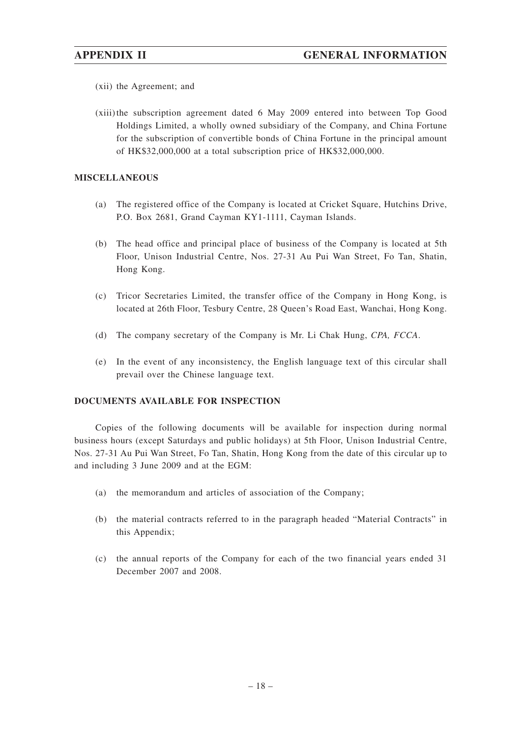(xii) the Agreement; and

(xiii) the subscription agreement dated 6 May 2009 entered into between Top Good Holdings Limited, a wholly owned subsidiary of the Company, and China Fortune for the subscription of convertible bonds of China Fortune in the principal amount of HK$32,000,000 at a total subscription price of HK$32,000,000.

## MISCELLANEOUS

(a) The registered office of the Company is located at Cricket Square, Hutchins Drive, P.O. Box 2681, Grand Cayman KY1-1111, Cayman Islands.

(b) The head office and principal place of business of the Company is located at 5th Floor, Unison Industrial Centre, Nos. 27-31 Au Pui Wan Street, Fo Tan, Shatin, Hong Kong.

(c) Tricor Secretaries Limited, the transfer office of the Company in Hong Kong, is located at 26th Floor, Tesbury Centre, 28 Queen's Road East, Wanchai, Hong Kong.

(d) The company secretary of the Company is Mr. Li Chak Hung, *CPA, FCCA*.

(e) In the event of any inconsistency, the English language text of this circular shall prevail over the Chinese language text.

## DOCUMENTS AVAILABLE FOR INSPECTION

Copies of the following documents will be available for inspection during normal business hours (except Saturdays and public holidays) at 5th Floor, Unison Industrial Centre, Nos. 27-31 Au Pui Wan Street, Fo Tan, Shatin, Hong Kong from the date of this circular up to and including 3 June 2009 and at the EGM:

(a) the memorandum and articles of association of the Company;

(b) the material contracts referred to in the paragraph headed "Material Contracts" in this Appendix;

(c) the annual reports of the Company for each of the two financial years ended 31 December 2007 and 2008.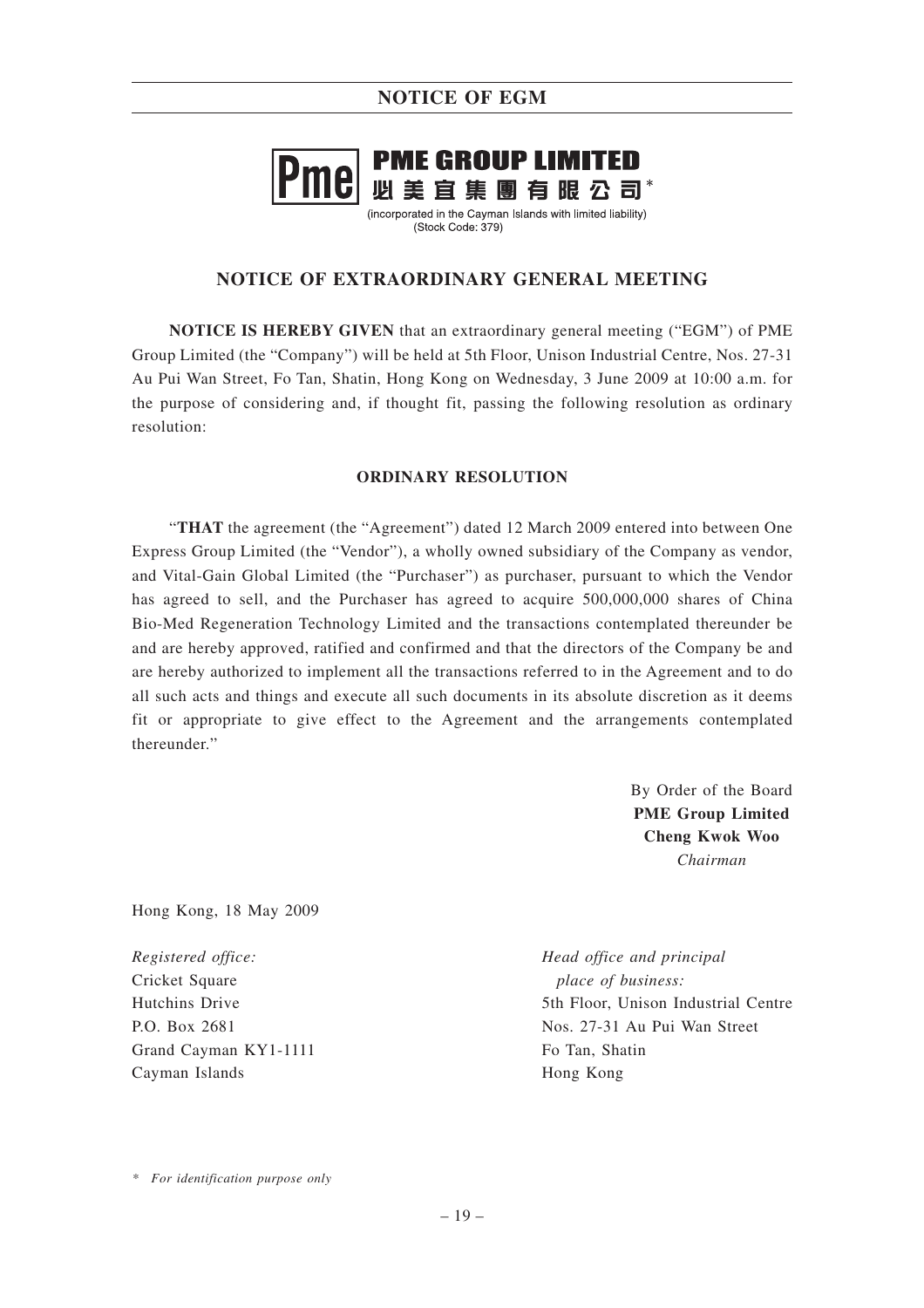**PME GROUP LIMITED**
**必美宜集團有限公司***
(incorporated in the Cayman Islands with limited liability)
(Stock Code: 379)

# NOTICE OF EXTRAORDINARY GENERAL MEETING

**NOTICE IS HEREBY GIVEN** that an extraordinary general meeting ("EGM") of PME Group Limited (the "Company") will be held at 5th Floor, Unison Industrial Centre, Nos. 27-31 Au Pui Wan Street, Fo Tan, Shatin, Hong Kong on Wednesday, 3 June 2009 at 10:00 a.m. for the purpose of considering and, if thought fit, passing the following resolution as ordinary resolution:

## ORDINARY RESOLUTION

"**THAT** the agreement (the "Agreement") dated 12 March 2009 entered into between One Express Group Limited (the "Vendor"), a wholly owned subsidiary of the Company as vendor, and Vital-Gain Global Limited (the "Purchaser") as purchaser, pursuant to which the Vendor has agreed to sell, and the Purchaser has agreed to acquire 500,000,000 shares of China Bio-Med Regeneration Technology Limited and the transactions contemplated thereunder be and are hereby approved, ratified and confirmed and that the directors of the Company be and are hereby authorized to implement all the transactions referred to in the Agreement and to do all such acts and things and execute all such documents in its absolute discretion as it deems fit or appropriate to give effect to the Agreement and the arrangements contemplated thereunder."

By Order of the Board
**PME Group Limited**
**Cheng Kwok Woo**
*Chairman*

Hong Kong, 18 May 2009

*Registered office:*
Cricket Square
Hutchins Drive
P.O. Box 2681
Grand Cayman KY1-1111
Cayman Islands

*Head office and principal place of business:*
5th Floor, Unison Industrial Centre
Nos. 27-31 Au Pui Wan Street
Fo Tan, Shatin
Hong Kong

\* *For identification purpose only*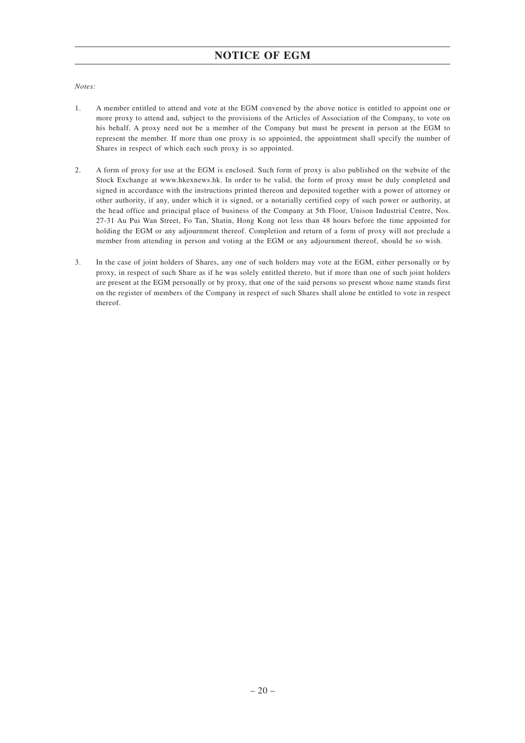# NOTICE OF EGM

*Notes:*

1. A member entitled to attend and vote at the EGM convened by the above notice is entitled to appoint one or more proxy to attend and, subject to the provisions of the Articles of Association of the Company, to vote on his behalf. A proxy need not be a member of the Company but must be present in person at the EGM to represent the member. If more than one proxy is so appointed, the appointment shall specify the number of Shares in respect of which each such proxy is so appointed.

2. A form of proxy for use at the EGM is enclosed. Such form of proxy is also published on the website of the Stock Exchange at www.hkexnews.hk. In order to be valid, the form of proxy must be duly completed and signed in accordance with the instructions printed thereon and deposited together with a power of attorney or other authority, if any, under which it is signed, or a notarially certified copy of such power or authority, at the head office and principal place of business of the Company at 5th Floor, Unison Industrial Centre, Nos. 27-31 Au Pui Wan Street, Fo Tan, Shatin, Hong Kong not less than 48 hours before the time appointed for holding the EGM or any adjournment thereof. Completion and return of a form of proxy will not preclude a member from attending in person and voting at the EGM or any adjournment thereof, should he so wish.

3. In the case of joint holders of Shares, any one of such holders may vote at the EGM, either personally or by proxy, in respect of such Share as if he was solely entitled thereto, but if more than one of such joint holders are present at the EGM personally or by proxy, that one of the said persons so present whose name stands first on the register of members of the Company in respect of such Shares shall alone be entitled to vote in respect thereof.